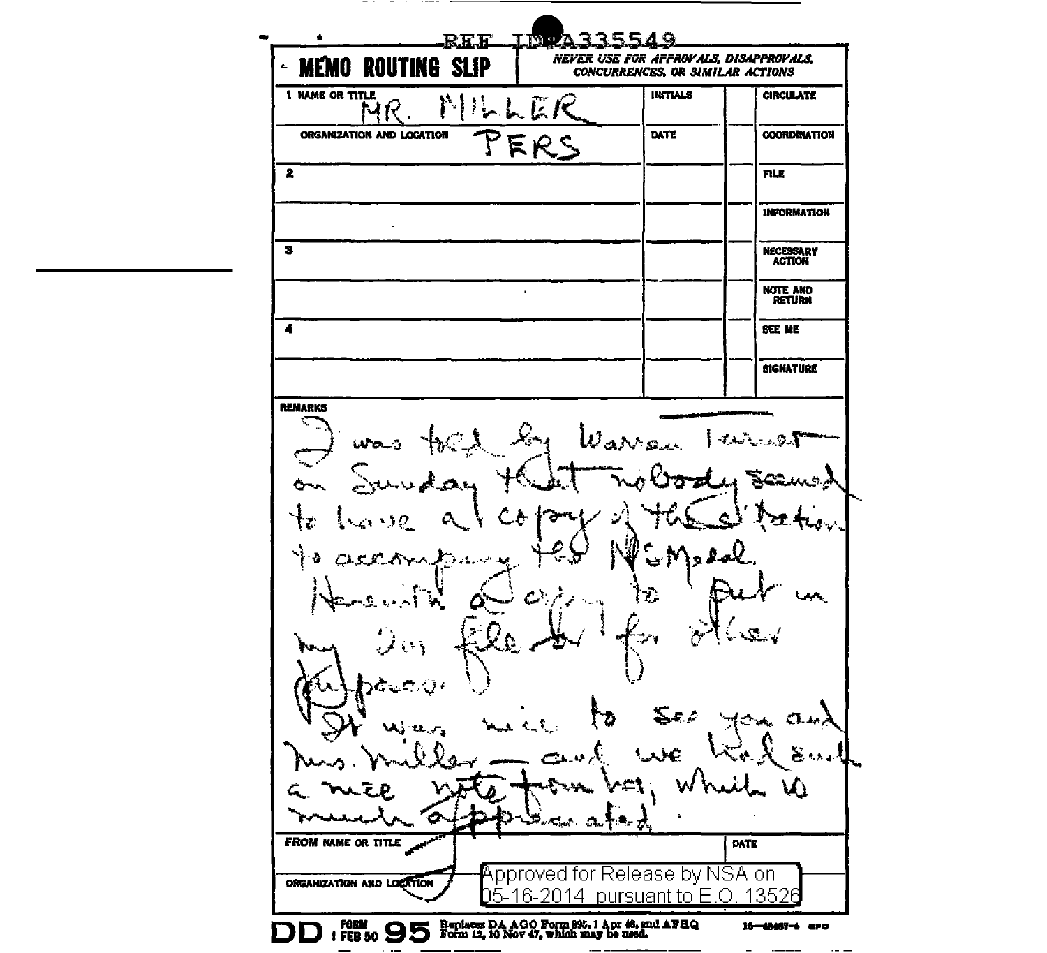REF ID:A335549

# MEMO ROUTING SLIP

*NEVER USE FOR APPROVALS, DISAPPROVALS, CONCURRENCES, OR SIMILAR ACTIONS*

| 1 NAME OR TITLE | INITIALS | | CIRCULATE |
| --- | --- | --- | --- |
| MR. MILLER | | | |
| ORGANIZATION AND LOCATION | DATE | | COORDINATION |
| PERS | | | |
| 2 | | | FILE |
| | | | INFORMATION |
| 3 | | | NECESSARY ACTION |
| | | | NOTE AND RETURN |
| 4 | | | SEE ME |
| | | | SIGNATURE |

**REMARKS**

I was told by Warren Lawrence on Sunday that nobody seemed to have a copy of the citation to accompany the NS Medal. Herewith a copy to put in my son file & for other purposes.

It was nice to see you and Mrs. Miller — and we had such a nice note from her, which is much appreciated.

| FROM NAME OR TITLE | DATE |
| --- | --- |
| ORGANIZATION AND LOCATION | |

Approved for Release by NSA on 05-16-2014 pursuant to E.O. 13526

DD FORM 1 FEB 50 95 Replaces DA AGO Form 895, 1 Apr 48, and AFHQ Form 12, 10 Nov 47, which may be used.

16—48487-4 GPO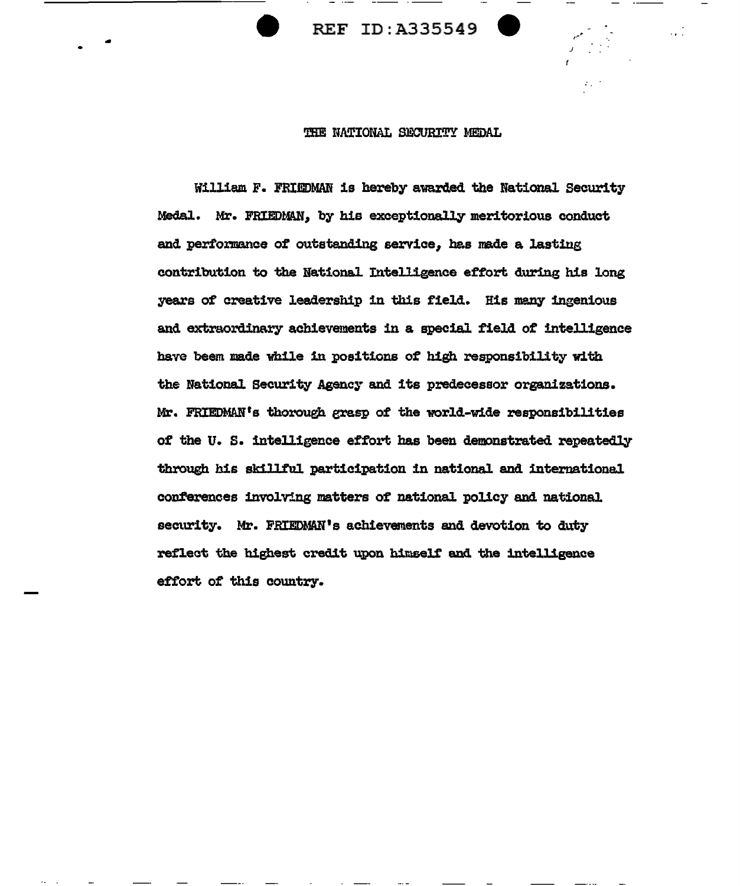REF ID:A335549

THE NATIONAL SECURITY MEDAL

William F. FRIEDMAN is hereby awarded the National Security Medal. Mr. FRIEDMAN, by his exceptionally meritorious conduct and performance of outstanding service, has made a lasting contribution to the National Intelligence effort during his long years of creative leadership in this field. His many ingenious and extraordinary achievements in a special field of intelligence have beem made while in positions of high responsibility with the National Security Agency and its predecessor organizations. Mr. FRIEDMAN's thorough grasp of the world-wide responsibilities of the U. S. intelligence effort has been demonstrated repeatedly through his skillful participation in national and international conferences involving matters of national policy and national security. Mr. FRIEDMAN's achievements and devotion to duty reflect the highest credit upon himself and the intelligence effort of this country.